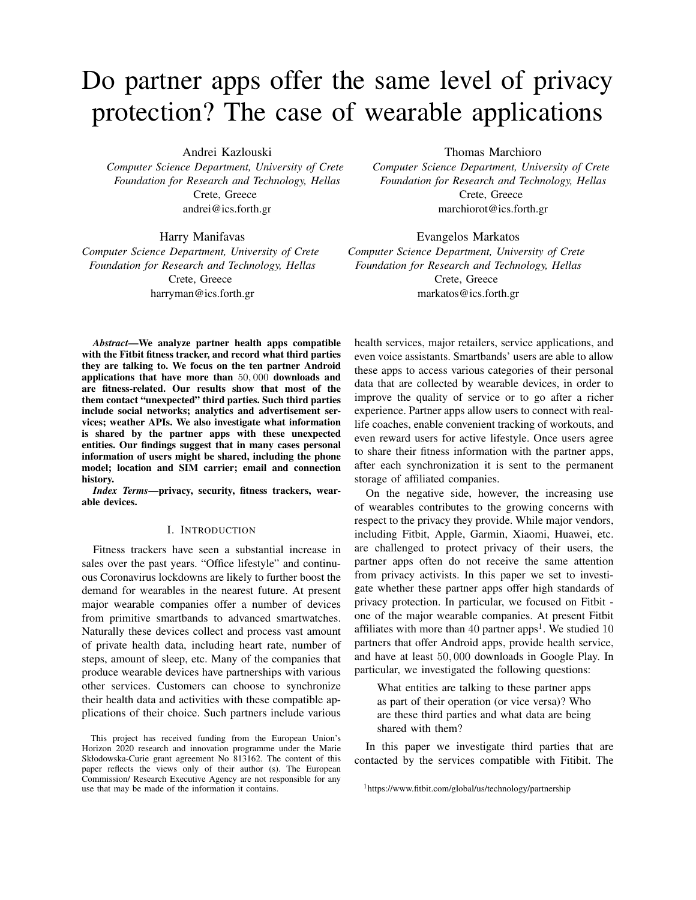# Do partner apps offer the same level of privacy protection? The case of wearable applications

Andrei Kazlouski
*Computer Science Department, University of Crete*
*Foundation for Research and Technology, Hellas*
Crete, Greece
andrei@ics.forth.gr

Thomas Marchioro
*Computer Science Department, University of Crete*
*Foundation for Research and Technology, Hellas*
Crete, Greece
marchiorot@ics.forth.gr

Harry Manifavas
*Computer Science Department, University of Crete*
*Foundation for Research and Technology, Hellas*
Crete, Greece
harryman@ics.forth.gr

Evangelos Markatos
*Computer Science Department, University of Crete*
*Foundation for Research and Technology, Hellas*
Crete, Greece
markatos@ics.forth.gr

***Abstract*—We analyze partner health apps compatible with the Fitbit fitness tracker, and record what third parties they are talking to. We focus on the ten partner Android applications that have more than $50,000$ downloads and are fitness-related. Our results show that most of the them contact "unexpected" third parties. Such third parties include social networks; analytics and advertisement services; weather APIs. We also investigate what information is shared by the partner apps with these unexpected entities. Our findings suggest that in many cases personal information of users might be shared, including the phone model; location and SIM carrier; email and connection history.**

***Index Terms*—privacy, security, fitness trackers, wearable devices.**

## I. Introduction

Fitness trackers have seen a substantial increase in sales over the past years. "Office lifestyle" and continuous Coronavirus lockdowns are likely to further boost the demand for wearables in the nearest future. At present major wearable companies offer a number of devices from primitive smartbands to advanced smartwatches. Naturally these devices collect and process vast amount of private health data, including heart rate, number of steps, amount of sleep, etc. Many of the companies that produce wearable devices have partnerships with various other services. Customers can choose to synchronize their health data and activities with these compatible applications of their choice. Such partners include various health services, major retailers, service applications, and even voice assistants. Smartbands' users are able to allow these apps to access various categories of their personal data that are collected by wearable devices, in order to improve the quality of service or to go after a richer experience. Partner apps allow users to connect with real-life coaches, enable convenient tracking of workouts, and even reward users for active lifestyle. Once users agree to share their fitness information with the partner apps, after each synchronization it is sent to the permanent storage of affiliated companies.

On the negative side, however, the increasing use of wearables contributes to the growing concerns with respect to the privacy they provide. While major vendors, including Fitbit, Apple, Garmin, Xiaomi, Huawei, etc. are challenged to protect privacy of their users, the partner apps often do not receive the same attention from privacy activists. In this paper we set to investigate whether these partner apps offer high standards of privacy protection. In particular, we focused on Fitbit - one of the major wearable companies. At present Fitbit affiliates with more than $40$ partner apps[1]. We studied $10$ partners that offer Android apps, provide health service, and have at least $50,000$ downloads in Google Play. In particular, we investigated the following questions:

> What entities are talking to these partner apps as part of their operation (or vice versa)? Who are these third parties and what data are being shared with them?

In this paper we investigate third parties that are contacted by the services compatible with Fitibit. The

This project has received funding from the European Union's Horizon 2020 research and innovation programme under the Marie Skłodowska-Curie grant agreement No 813162. The content of this paper reflects the views only of their author (s). The European Commission/ Research Executive Agency are not responsible for any use that may be made of the information it contains.

[1]https://www.fitbit.com/global/us/technology/partnership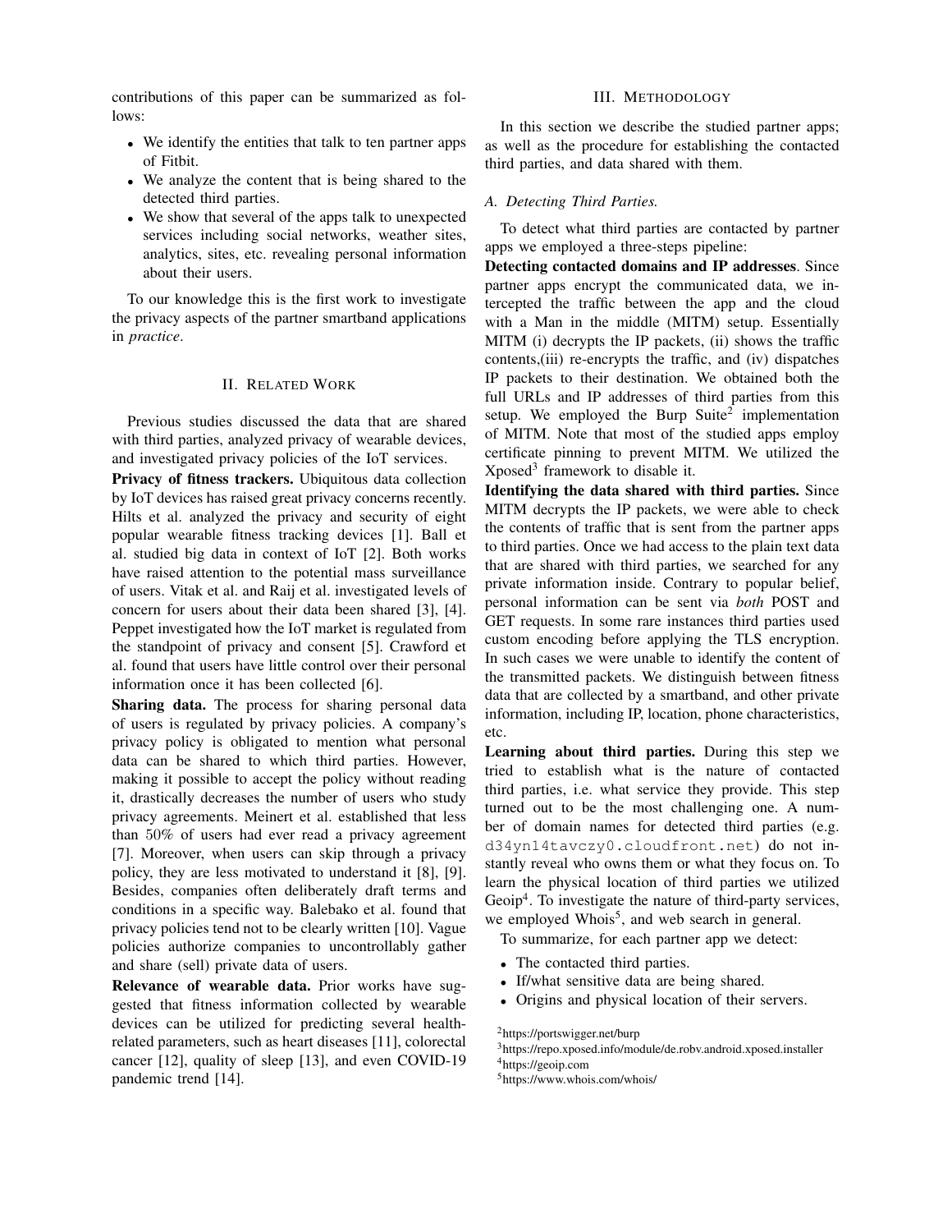contributions of this paper can be summarized as follows:

- We identify the entities that talk to ten partner apps of Fitbit.
- We analyze the content that is being shared to the detected third parties.
- We show that several of the apps talk to unexpected services including social networks, weather sites, analytics, sites, etc. revealing personal information about their users.

To our knowledge this is the first work to investigate the privacy aspects of the partner smartband applications in *practice*.

## II. Related Work

Previous studies discussed the data that are shared with third parties, analyzed privacy of wearable devices, and investigated privacy policies of the IoT services.

**Privacy of fitness trackers.** Ubiquitous data collection by IoT devices has raised great privacy concerns recently. Hilts et al. analyzed the privacy and security of eight popular wearable fitness tracking devices [1]. Ball et al. studied big data in context of IoT [2]. Both works have raised attention to the potential mass surveillance of users. Vitak et al. and Raij et al. investigated levels of concern for users about their data been shared [3], [4]. Peppet investigated how the IoT market is regulated from the standpoint of privacy and consent [5]. Crawford et al. found that users have little control over their personal information once it has been collected [6].

**Sharing data.** The process for sharing personal data of users is regulated by privacy policies. A company's privacy policy is obligated to mention what personal data can be shared to which third parties. However, making it possible to accept the policy without reading it, drastically decreases the number of users who study privacy agreements. Meinert et al. established that less than 50% of users had ever read a privacy agreement [7]. Moreover, when users can skip through a privacy policy, they are less motivated to understand it [8], [9]. Besides, companies often deliberately draft terms and conditions in a specific way. Balebako et al. found that privacy policies tend not to be clearly written [10]. Vague policies authorize companies to uncontrollably gather and share (sell) private data of users.

**Relevance of wearable data.** Prior works have suggested that fitness information collected by wearable devices can be utilized for predicting several health-related parameters, such as heart diseases [11], colorectal cancer [12], quality of sleep [13], and even COVID-19 pandemic trend [14].

## III. Methodology

In this section we describe the studied partner apps; as well as the procedure for establishing the contacted third parties, and data shared with them.

### A. Detecting Third Parties.

To detect what third parties are contacted by partner apps we employed a three-steps pipeline:

**Detecting contacted domains and IP addresses**. Since partner apps encrypt the communicated data, we intercepted the traffic between the app and the cloud with a Man in the middle (MITM) setup. Essentially MITM (i) decrypts the IP packets, (ii) shows the traffic contents,(iii) re-encrypts the traffic, and (iv) dispatches IP packets to their destination. We obtained both the full URLs and IP addresses of third parties from this setup. We employed the Burp Suite[2] implementation of MITM. Note that most of the studied apps employ certificate pinning to prevent MITM. We utilized the Xposed[3] framework to disable it.

**Identifying the data shared with third parties.** Since MITM decrypts the IP packets, we were able to check the contents of traffic that is sent from the partner apps to third parties. Once we had access to the plain text data that are shared with third parties, we searched for any private information inside. Contrary to popular belief, personal information can be sent via *both* POST and GET requests. In some rare instances third parties used custom encoding before applying the TLS encryption. In such cases we were unable to identify the content of the transmitted packets. We distinguish between fitness data that are collected by a smartband, and other private information, including IP, location, phone characteristics, etc.

**Learning about third parties.** During this step we tried to establish what is the nature of contacted third parties, i.e. what service they provide. This step turned out to be the most challenging one. A number of domain names for detected third parties (e.g. `d34yn14tavczy0.cloudfront.net`) do not instantly reveal who owns them or what they focus on. To learn the physical location of third parties we utilized Geoip[4]. To investigate the nature of third-party services, we employed Whois[5], and web search in general.

To summarize, for each partner app we detect:

- The contacted third parties.
- If/what sensitive data are being shared.
- Origins and physical location of their servers.

[2]https://portswigger.net/burp

[3]https://repo.xposed.info/module/de.robv.android.xposed.installer

[4]https://geoip.com

[5]https://www.whois.com/whois/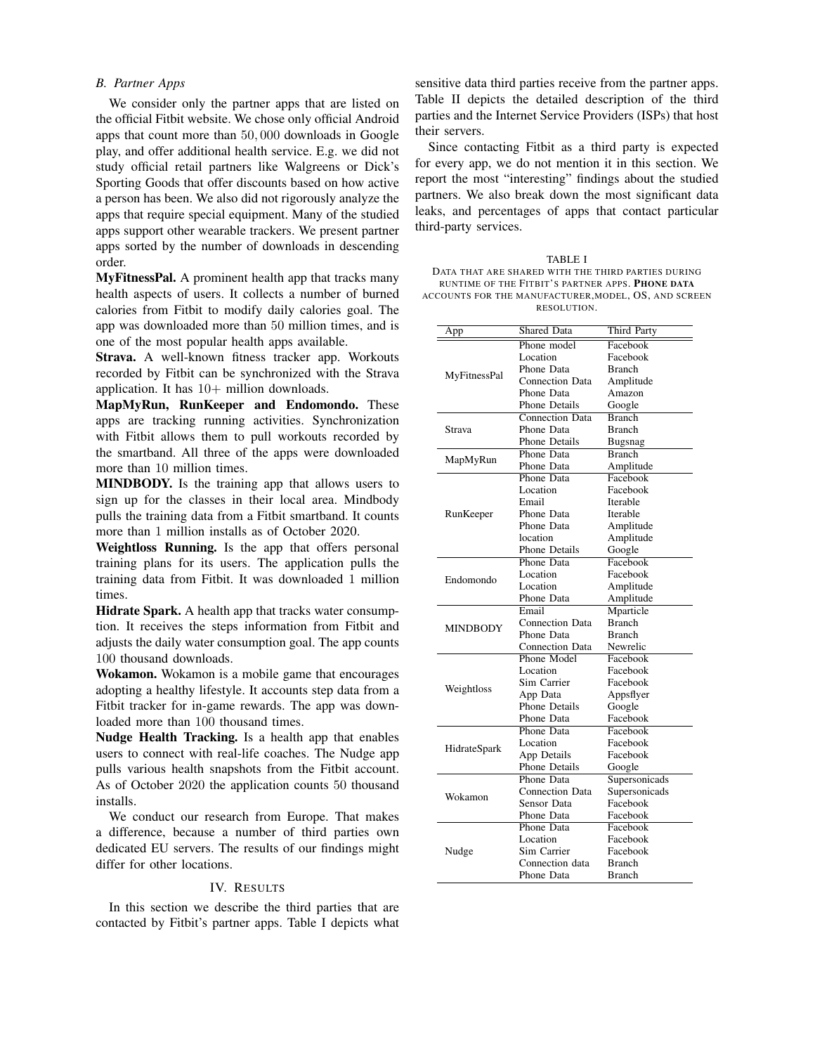### B. Partner Apps

We consider only the partner apps that are listed on the official Fitbit website. We chose only official Android apps that count more than $50,000$ downloads in Google play, and offer additional health service. E.g. we did not study official retail partners like Walgreens or Dick's Sporting Goods that offer discounts based on how active a person has been. We also did not rigorously analyze the apps that require special equipment. Many of the studied apps support other wearable trackers. We present partner apps sorted by the number of downloads in descending order.

**MyFitnessPal.** A prominent health app that tracks many health aspects of users. It collects a number of burned calories from Fitbit to modify daily calories goal. The app was downloaded more than $50$ million times, and is one of the most popular health apps available.

**Strava.** A well-known fitness tracker app. Workouts recorded by Fitbit can be synchronized with the Strava application. It has $10+$ million downloads.

**MapMyRun, RunKeeper and Endomondo.** These apps are tracking running activities. Synchronization with Fitbit allows them to pull workouts recorded by the smartband. All three of the apps were downloaded more than $10$ million times.

**MINDBODY.** Is the training app that allows users to sign up for the classes in their local area. Mindbody pulls the training data from a Fitbit smartband. It counts more than $1$ million installs as of October 2020.

**Weightloss Running.** Is the app that offers personal training plans for its users. The application pulls the training data from Fitbit. It was downloaded $1$ million times.

**Hidrate Spark.** A health app that tracks water consumption. It receives the steps information from Fitbit and adjusts the daily water consumption goal. The app counts $100$ thousand downloads.

**Wokamon.** Wokamon is a mobile game that encourages adopting a healthy lifestyle. It accounts step data from a Fitbit tracker for in-game rewards. The app was downloaded more than $100$ thousand times.

**Nudge Health Tracking.** Is a health app that enables users to connect with real-life coaches. The Nudge app pulls various health snapshots from the Fitbit account. As of October $2020$ the application counts $50$ thousand installs.

We conduct our research from Europe. That makes a difference, because a number of third parties own dedicated EU servers. The results of our findings might differ for other locations.

## IV. Results

In this section we describe the third parties that are contacted by Fitbit's partner apps. Table I depicts what sensitive data third parties receive from the partner apps. Table II depicts the detailed description of the third parties and the Internet Service Providers (ISPs) that host their servers.

Since contacting Fitbit as a third party is expected for every app, we do not mention it in this section. We report the most "interesting" findings about the studied partners. We also break down the most significant data leaks, and percentages of apps that contact particular third-party services.

TABLE I
DATA THAT ARE SHARED WITH THE THIRD PARTIES DURING RUNTIME OF THE FITBIT'S PARTNER APPS. **PHONE DATA** ACCOUNTS FOR THE MANUFACTURER,MODEL, OS, AND SCREEN RESOLUTION.

| App | Shared Data | Third Party |
|---|---|---|
| MyFitnessPal | Phone model | Facebook |
| | Location | Facebook |
| | Phone Data | Branch |
| | Connection Data | Amplitude |
| | Phone Data | Amazon |
| | Phone Details | Google |
| Strava | Connection Data | Branch |
| | Phone Data | Branch |
| | Phone Details | Bugsnag |
| MapMyRun | Phone Data | Branch |
| | Phone Data | Amplitude |
| RunKeeper | Phone Data | Facebook |
| | Location | Facebook |
| | Email | Iterable |
| | Phone Data | Iterable |
| | Phone Data | Amplitude |
| | location | Amplitude |
| | Phone Details | Google |
| Endomondo | Phone Data | Facebook |
| | Location | Facebook |
| | Location | Amplitude |
| | Phone Data | Amplitude |
| MINDBODY | Email | Mparticle |
| | Connection Data | Branch |
| | Phone Data | Branch |
| | Connection Data | Newrelic |
| Weightloss | Phone Model | Facebook |
| | Location | Facebook |
| | Sim Carrier | Facebook |
| | App Data | Appsflyer |
| | Phone Details | Google |
| | Phone Data | Facebook |
| HidrateSpark | Phone Data | Facebook |
| | Location | Facebook |
| | App Details | Facebook |
| | Phone Details | Google |
| Wokamon | Phone Data | Supersonicads |
| | Connection Data | Supersonicads |
| | Sensor Data | Facebook |
| | Phone Data | Facebook |
| Nudge | Phone Data | Facebook |
| | Location | Facebook |
| | Sim Carrier | Facebook |
| | Connection data | Branch |
| | Phone Data | Branch |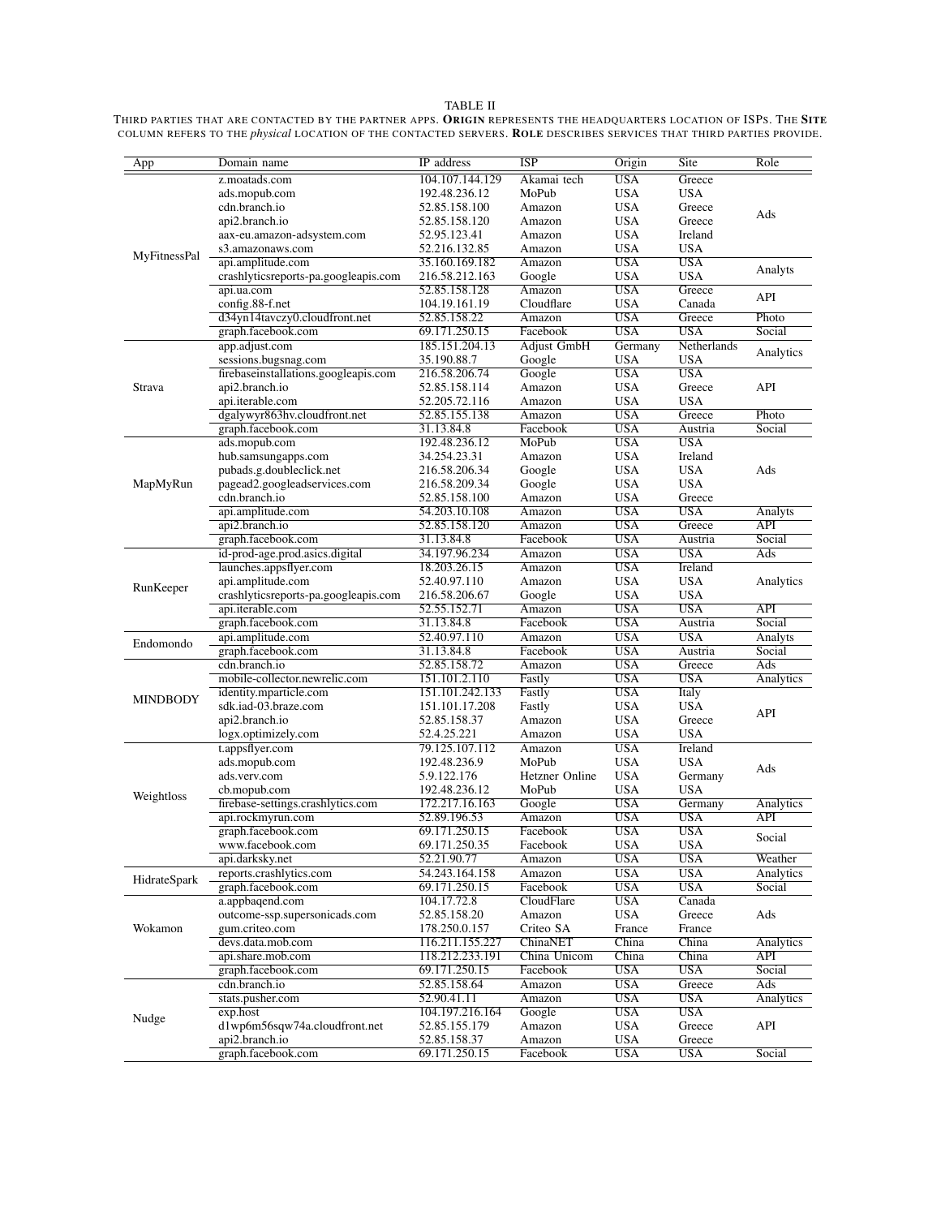TABLE II

THIRD PARTIES THAT ARE CONTACTED BY THE PARTNER APPS. **ORIGIN** REPRESENTS THE HEADQUARTERS LOCATION OF ISPS. THE **SITE** COLUMN REFERS TO THE *physical* LOCATION OF THE CONTACTED SERVERS. **ROLE** DESCRIBES SERVICES THAT THIRD PARTIES PROVIDE.

| App | Domain name | IP address | ISP | Origin | Site | Role |
|---|---|---|---|---|---|---|
| MyFitnessPal | z.moatads.com | 104.107.144.129 | Akamai tech | USA | Greece | Ads |
| | ads.mopub.com | 192.48.236.12 | MoPub | USA | USA | |
| | cdn.branch.io | 52.85.158.100 | Amazon | USA | Greece | |
| | api2.branch.io | 52.85.158.120 | Amazon | USA | Greece | |
| | aax-eu.amazon-adsystem.com | 52.95.123.41 | Amazon | USA | Ireland | |
| | s3.amazonaws.com | 52.216.132.85 | Amazon | USA | USA | |
| | api.amplitude.com | 35.160.169.182 | Amazon | USA | USA | Analyts |
| | crashlyticsreports-pa.googleapis.com | 216.58.212.163 | Google | USA | USA | |
| | api.ua.com | 52.85.158.128 | Amazon | USA | Greece | API |
| | config.88-f.net | 104.19.161.19 | Cloudflare | USA | Canada | |
| | d34yn14tavczy0.cloudfront.net | 52.85.158.22 | Amazon | USA | Greece | Photo |
| | graph.facebook.com | 69.171.250.15 | Facebook | USA | USA | Social |
| Strava | app.adjust.com | 185.151.204.13 | Adjust GmbH | Germany | Netherlands | Analytics |
| | sessions.bugsnag.com | 35.190.88.7 | Google | USA | USA | |
| | firebaseinstallations.googleapis.com | 216.58.206.74 | Google | USA | USA | API |
| | api2.branch.io | 52.85.158.114 | Amazon | USA | Greece | |
| | api.iterable.com | 52.205.72.116 | Amazon | USA | USA | |
| | dgalywyr863hv.cloudfront.net | 52.85.155.138 | Amazon | USA | Greece | Photo |
| | graph.facebook.com | 31.13.84.8 | Facebook | USA | Austria | Social |
| MapMyRun | ads.mopub.com | 192.48.236.12 | MoPub | USA | USA | Ads |
| | hub.samsungapps.com | 34.254.23.31 | Amazon | USA | Ireland | |
| | pubads.g.doubleclick.net | 216.58.206.34 | Google | USA | USA | |
| | pagead2.googleadservices.com | 216.58.209.34 | Google | USA | USA | |
| | cdn.branch.io | 52.85.158.100 | Amazon | USA | Greece | |
| | api.amplitude.com | 54.203.10.108 | Amazon | USA | USA | Analyts |
| | api2.branch.io | 52.85.158.120 | Amazon | USA | Greece | API |
| | graph.facebook.com | 31.13.84.8 | Facebook | USA | Austria | Social |
| RunKeeper | id-prod-age.prod.asics.digital | 34.197.96.234 | Amazon | USA | USA | Ads |
| | launches.appsflyer.com | 18.203.26.15 | Amazon | USA | Ireland | Analytics |
| | api.amplitude.com | 52.40.97.110 | Amazon | USA | USA | |
| | crashlyticsreports-pa.googleapis.com | 216.58.206.67 | Google | USA | USA | |
| | api.iterable.com | 52.55.152.71 | Amazon | USA | USA | API |
| | graph.facebook.com | 31.13.84.8 | Facebook | USA | Austria | Social |
| Endomondo | api.amplitude.com | 52.40.97.110 | Amazon | USA | USA | Analyts |
| | graph.facebook.com | 31.13.84.8 | Facebook | USA | Austria | Social |
| MINDBODY | cdn.branch.io | 52.85.158.72 | Amazon | USA | Greece | Ads |
| | mobile-collector.newrelic.com | 151.101.2.110 | Fastly | USA | USA | Analytics |
| | identity.mparticle.com | 151.101.242.133 | Fastly | USA | Italy | API |
| | sdk.iad-03.braze.com | 151.101.17.208 | Fastly | USA | USA | |
| | api2.branch.io | 52.85.158.37 | Amazon | USA | Greece | |
| | logx.optimizely.com | 52.4.25.221 | Amazon | USA | USA | |
| Weightloss | t.appsflyer.com | 79.125.107.112 | Amazon | USA | Ireland | Ads |
| | ads.mopub.com | 192.48.236.9 | MoPub | USA | USA | |
| | ads.verv.com | 5.9.122.176 | Hetzner Online | USA | Germany | |
| | cb.mopub.com | 192.48.236.12 | MoPub | USA | USA | |
| | firebase-settings.crashlytics.com | 172.217.16.163 | Google | USA | Germany | Analytics |
| | api.rockmyrun.com | 52.89.196.53 | Amazon | USA | USA | API |
| | graph.facebook.com | 69.171.250.15 | Facebook | USA | USA | Social |
| | www.facebook.com | 69.171.250.35 | Facebook | USA | USA | |
| | api.darksky.net | 52.21.90.77 | Amazon | USA | USA | Weather |
| HidrateSpark | reports.crashlytics.com | 54.243.164.158 | Amazon | USA | USA | Analytics |
| | graph.facebook.com | 69.171.250.15 | Facebook | USA | USA | Social |
| Wokamon | a.appbaqend.com | 104.17.72.8 | CloudFlare | USA | Canada | Ads |
| | outcome-ssp.supersonicads.com | 52.85.158.20 | Amazon | USA | Greece | |
| | gum.criteo.com | 178.250.0.157 | Criteo SA | France | France | |
| | devs.data.mob.com | 116.211.155.227 | ChinaNET | China | China | Analytics |
| | api.share.mob.com | 118.212.233.191 | China Unicom | China | China | API |
| | graph.facebook.com | 69.171.250.15 | Facebook | USA | USA | Social |
| Nudge | cdn.branch.io | 52.85.158.64 | Amazon | USA | Greece | Ads |
| | stats.pusher.com | 52.90.41.11 | Amazon | USA | USA | Analytics |
| | exp.host | 104.197.216.164 | Google | USA | USA | API |
| | d1wp6m56sqw74a.cloudfront.net | 52.85.155.179 | Amazon | USA | Greece | |
| | api2.branch.io | 52.85.158.37 | Amazon | USA | Greece | |
| | graph.facebook.com | 69.171.250.15 | Facebook | USA | USA | Social |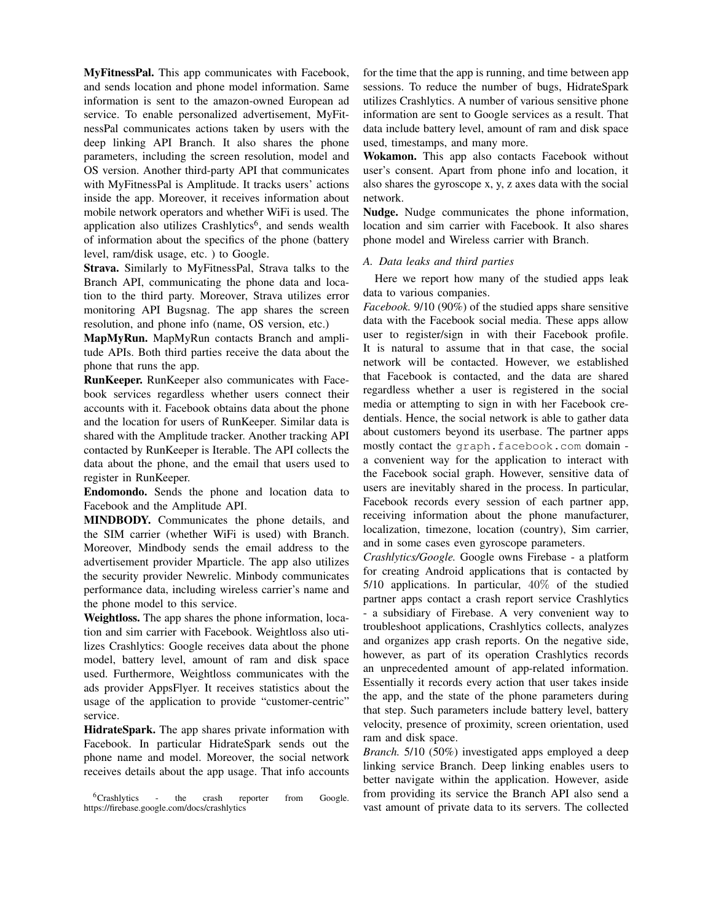**MyFitnessPal.** This app communicates with Facebook, and sends location and phone model information. Same information is sent to the amazon-owned European ad service. To enable personalized advertisement, MyFitnessPal communicates actions taken by users with the deep linking API Branch. It also shares the phone parameters, including the screen resolution, model and OS version. Another third-party API that communicates with MyFitnessPal is Amplitude. It tracks users' actions inside the app. Moreover, it receives information about mobile network operators and whether WiFi is used. The application also utilizes Crashlytics[6], and sends wealth of information about the specifics of the phone (battery level, ram/disk usage, etc. ) to Google.

**Strava.** Similarly to MyFitnessPal, Strava talks to the Branch API, communicating the phone data and location to the third party. Moreover, Strava utilizes error monitoring API Bugsnag. The app shares the screen resolution, and phone info (name, OS version, etc.)

**MapMyRun.** MapMyRun contacts Branch and amplitude APIs. Both third parties receive the data about the phone that runs the app.

**RunKeeper.** RunKeeper also communicates with Facebook services regardless whether users connect their accounts with it. Facebook obtains data about the phone and the location for users of RunKeeper. Similar data is shared with the Amplitude tracker. Another tracking API contacted by RunKeeper is Iterable. The API collects the data about the phone, and the email that users used to register in RunKeeper.

**Endomondo.** Sends the phone and location data to Facebook and the Amplitude API.

**MINDBODY.** Communicates the phone details, and the SIM carrier (whether WiFi is used) with Branch. Moreover, Mindbody sends the email address to the advertisement provider Mparticle. The app also utilizes the security provider Newrelic. Minbody communicates performance data, including wireless carrier's name and the phone model to this service.

**Weightloss.** The app shares the phone information, location and sim carrier with Facebook. Weightloss also utilizes Crashlytics: Google receives data about the phone model, battery level, amount of ram and disk space used. Furthermore, Weightloss communicates with the ads provider AppsFlyer. It receives statistics about the usage of the application to provide "customer-centric" service.

**HidrateSpark.** The app shares private information with Facebook. In particular HidrateSpark sends out the phone name and model. Moreover, the social network receives details about the app usage. That info accounts for the time that the app is running, and time between app sessions. To reduce the number of bugs, HidrateSpark utilizes Crashlytics. A number of various sensitive phone information are sent to Google services as a result. That data include battery level, amount of ram and disk space used, timestamps, and many more.

**Wokamon.** This app also contacts Facebook without user's consent. Apart from phone info and location, it also shares the gyroscope x, y, z axes data with the social network.

**Nudge.** Nudge communicates the phone information, location and sim carrier with Facebook. It also shares phone model and Wireless carrier with Branch.

### A. Data leaks and third parties

Here we report how many of the studied apps leak data to various companies.

*Facebook.* 9/10 (90%) of the studied apps share sensitive data with the Facebook social media. These apps allow user to register/sign in with their Facebook profile. It is natural to assume that in that case, the social network will be contacted. However, we established that Facebook is contacted, and the data are shared regardless whether a user is registered in the social media or attempting to sign in with her Facebook credentials. Hence, the social network is able to gather data about customers beyond its userbase. The partner apps mostly contact the `graph.facebook.com` domain - a convenient way for the application to interact with the Facebook social graph. However, sensitive data of users are inevitably shared in the process. In particular, Facebook records every session of each partner app, receiving information about the phone manufacturer, localization, timezone, location (country), Sim carrier, and in some cases even gyroscope parameters.

*Crashlytics/Google.* Google owns Firebase - a platform for creating Android applications that is contacted by 5/10 applications. In particular, $40\%$ of the studied partner apps contact a crash report service Crashlytics - a subsidiary of Firebase. A very convenient way to troubleshoot applications, Crashlytics collects, analyzes and organizes app crash reports. On the negative side, however, as part of its operation Crashlytics records an unprecedented amount of app-related information. Essentially it records every action that user takes inside the app, and the state of the phone parameters during that step. Such parameters include battery level, battery velocity, presence of proximity, screen orientation, used ram and disk space.

*Branch.* 5/10 (50%) investigated apps employed a deep linking service Branch. Deep linking enables users to better navigate within the application. However, aside from providing its service the Branch API also send a vast amount of private data to its servers. The collected

[6]Crashlytics - the crash reporter from Google. https://firebase.google.com/docs/crashlytics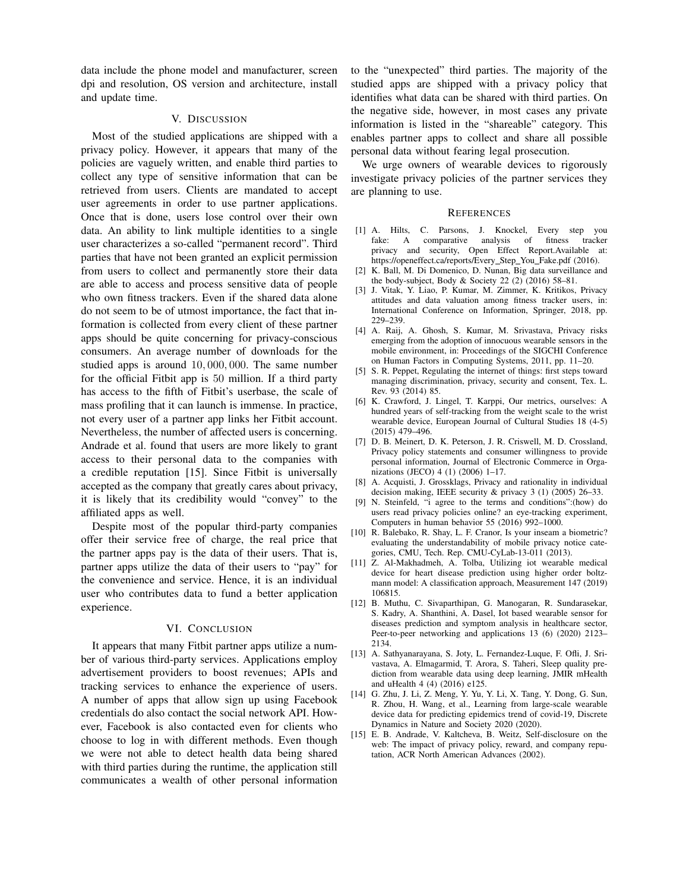data include the phone model and manufacturer, screen dpi and resolution, OS version and architecture, install and update time.

## V. Discussion

Most of the studied applications are shipped with a privacy policy. However, it appears that many of the policies are vaguely written, and enable third parties to collect any type of sensitive information that can be retrieved from users. Clients are mandated to accept user agreements in order to use partner applications. Once that is done, users lose control over their own data. An ability to link multiple identities to a single user characterizes a so-called "permanent record". Third parties that have not been granted an explicit permission from users to collect and permanently store their data are able to access and process sensitive data of people who own fitness trackers. Even if the shared data alone do not seem to be of utmost importance, the fact that information is collected from every client of these partner apps should be quite concerning for privacy-conscious consumers. An average number of downloads for the studied apps is around $10,000,000$. The same number for the official Fitbit app is $50$ million. If a third party has access to the fifth of Fitbit's userbase, the scale of mass profiling that it can launch is immense. In practice, not every user of a partner app links her Fitbit account. Nevertheless, the number of affected users is concerning. Andrade et al. found that users are more likely to grant access to their personal data to the companies with a credible reputation [15]. Since Fitbit is universally accepted as the company that greatly cares about privacy, it is likely that its credibility would "convey" to the affiliated apps as well.

Despite most of the popular third-party companies offer their service free of charge, the real price that the partner apps pay is the data of their users. That is, partner apps utilize the data of their users to "pay" for the convenience and service. Hence, it is an individual user who contributes data to fund a better application experience.

## VI. Conclusion

It appears that many Fitbit partner apps utilize a number of various third-party services. Applications employ advertisement providers to boost revenues; APIs and tracking services to enhance the experience of users. A number of apps that allow sign up using Facebook credentials do also contact the social network API. However, Facebook is also contacted even for clients who choose to log in with different methods. Even though we were not able to detect health data being shared with third parties during the runtime, the application still communicates a wealth of other personal information to the "unexpected" third parties. The majority of the studied apps are shipped with a privacy policy that identifies what data can be shared with third parties. On the negative side, however, in most cases any private information is listed in the "shareable" category. This enables partner apps to collect and share all possible personal data without fearing legal prosecution.

We urge owners of wearable devices to rigorously investigate privacy policies of the partner services they are planning to use.

## References

[1] A. Hilts, C. Parsons, J. Knockel, Every step you fake: A comparative analysis of fitness tracker privacy and security, Open Effect Report.Available at: https://openeffect.ca/reports/Every_Step_You_Fake.pdf (2016).

[2] K. Ball, M. Di Domenico, D. Nunan, Big data surveillance and the body-subject, Body & Society 22 (2) (2016) 58–81.

[3] J. Vitak, Y. Liao, P. Kumar, M. Zimmer, K. Kritikos, Privacy attitudes and data valuation among fitness tracker users, in: International Conference on Information, Springer, 2018, pp. 229–239.

[4] A. Raij, A. Ghosh, S. Kumar, M. Srivastava, Privacy risks emerging from the adoption of innocuous wearable sensors in the mobile environment, in: Proceedings of the SIGCHI Conference on Human Factors in Computing Systems, 2011, pp. 11–20.

[5] S. R. Peppet, Regulating the internet of things: first steps toward managing discrimination, privacy, security and consent, Tex. L. Rev. 93 (2014) 85.

[6] K. Crawford, J. Lingel, T. Karppi, Our metrics, ourselves: A hundred years of self-tracking from the weight scale to the wrist wearable device, European Journal of Cultural Studies 18 (4-5) (2015) 479–496.

[7] D. B. Meinert, D. K. Peterson, J. R. Criswell, M. D. Crossland, Privacy policy statements and consumer willingness to provide personal information, Journal of Electronic Commerce in Organizations (JECO) 4 (1) (2006) 1–17.

[8] A. Acquisti, J. Grossklags, Privacy and rationality in individual decision making, IEEE security & privacy 3 (1) (2005) 26–33.

[9] N. Steinfeld, "i agree to the terms and conditions":(how) do users read privacy policies online? an eye-tracking experiment, Computers in human behavior 55 (2016) 992–1000.

[10] R. Balebako, R. Shay, L. F. Cranor, Is your inseam a biometric? evaluating the understandability of mobile privacy notice categories, CMU, Tech. Rep. CMU-CyLab-13-011 (2013).

[11] Z. Al-Makhadmeh, A. Tolba, Utilizing iot wearable medical device for heart disease prediction using higher order boltzmann model: A classification approach, Measurement 147 (2019) 106815.

[12] B. Muthu, C. Sivaparthipan, G. Manogaran, R. Sundarasekar, S. Kadry, A. Shanthini, A. Dasel, Iot based wearable sensor for diseases prediction and symptom analysis in healthcare sector, Peer-to-peer networking and applications 13 (6) (2020) 2123–2134.

[13] A. Sathyanarayana, S. Joty, L. Fernandez-Luque, F. Ofli, J. Srivastava, A. Elmagarmid, T. Arora, S. Taheri, Sleep quality prediction from wearable data using deep learning, JMIR mHealth and uHealth 4 (4) (2016) e125.

[14] G. Zhu, J. Li, Z. Meng, Y. Yu, Y. Li, X. Tang, Y. Dong, G. Sun, R. Zhou, H. Wang, et al., Learning from large-scale wearable device data for predicting epidemics trend of covid-19, Discrete Dynamics in Nature and Society 2020 (2020).

[15] E. B. Andrade, V. Kaltcheva, B. Weitz, Self-disclosure on the web: The impact of privacy policy, reward, and company reputation, ACR North American Advances (2002).